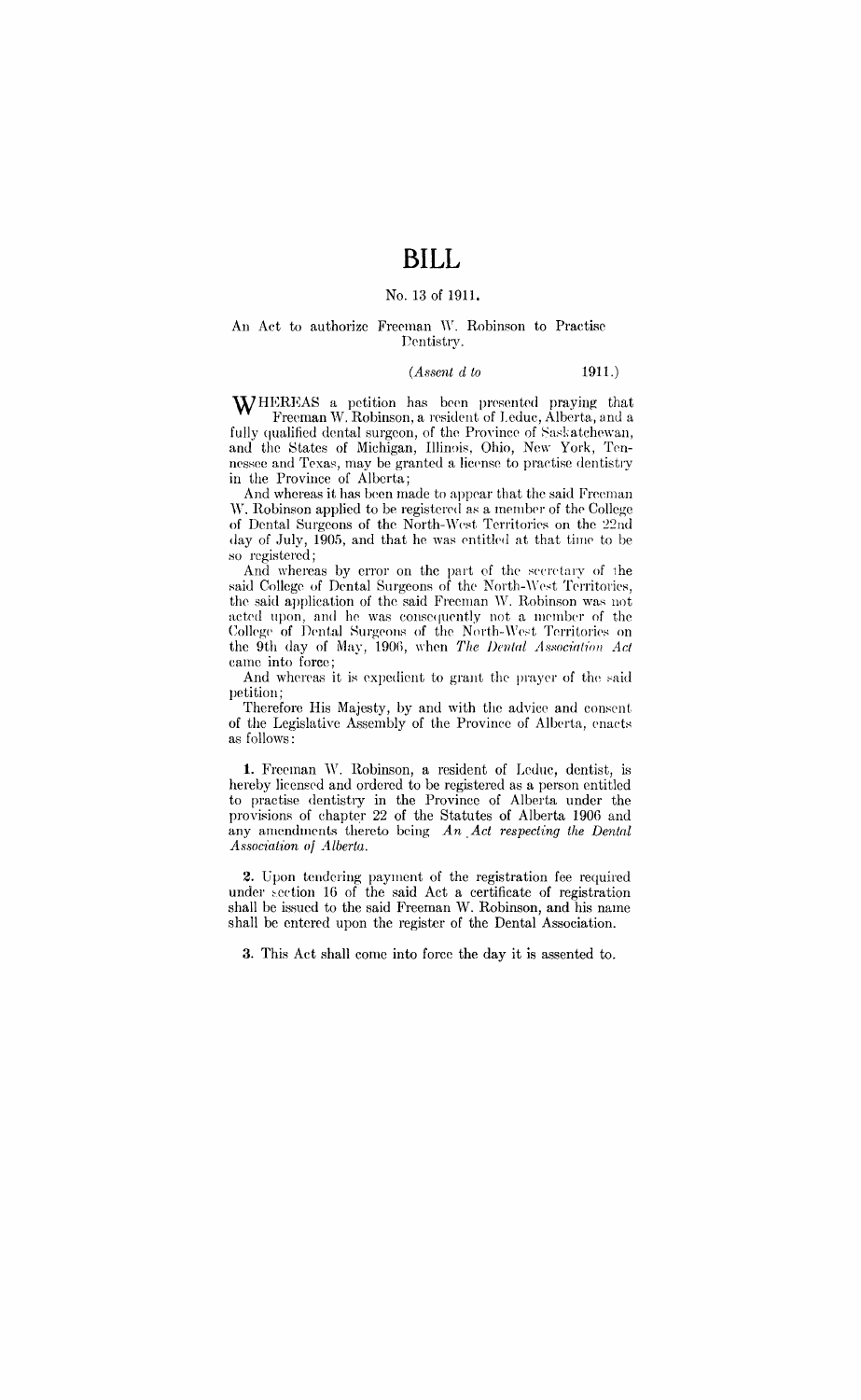# BILL

No. 13 of 1911.

An Act to authorize Freeman W. Robinson to Practise Dentistry.

(*Assent d to* 1911.)

WHEREAS a petition has been presented praying that Freeman W. Robinson, a resident of Leduc, Alberta, and a fully qualified dental surgeon, of the Province of Saskatchewan, and the States of Michigan, Illinois, Ohio, New York, Tennessee and Texas, may be granted a license to practise dentistry in the Province of Alberta;

And whereas it has been made to appear that the said Freeman W. Robinson applied to be registered as a member of the College of Dental Surgeons of the North-West Territories on the 22nd day of July, 1905, and that he was entitled at that time to be so registered;

And whereas by error on the part of the secretary of the said College of Dental Surgeons of the North-West Territories, the said application of the said Freeman W. Robinson was not acted upon, and he was consequently not a member of the College of Dental Surgeons of the North-West Territories on the 9th day of May, 1906, when *The Dental Association Act* came into force;

And whereas it is expedient to grant the prayer of the said petition;

Therefore His Majesty, by and with the advice and consent of the Legislative Assembly of the Province of Alberta, enacts as follows:

**1.** Freeman W. Robinson, a resident of Leduc, dentist, is hereby licensed and ordered to be registered as a person entitled to practise dentistry in the Province of Alberta under the provisions of chapter 22 of the Statutes of Alberta 1906 and any amendments thereto being *An Act respecting the Dental Association of Alberta.*

**2.** Upon tendering payment of the registration fee required under section 16 of the said Act a certificate of registration shall be issued to the said Freeman W. Robinson, and his name shall be entered upon the register of the Dental Association.

**3.** This Act shall come into force the day it is assented to.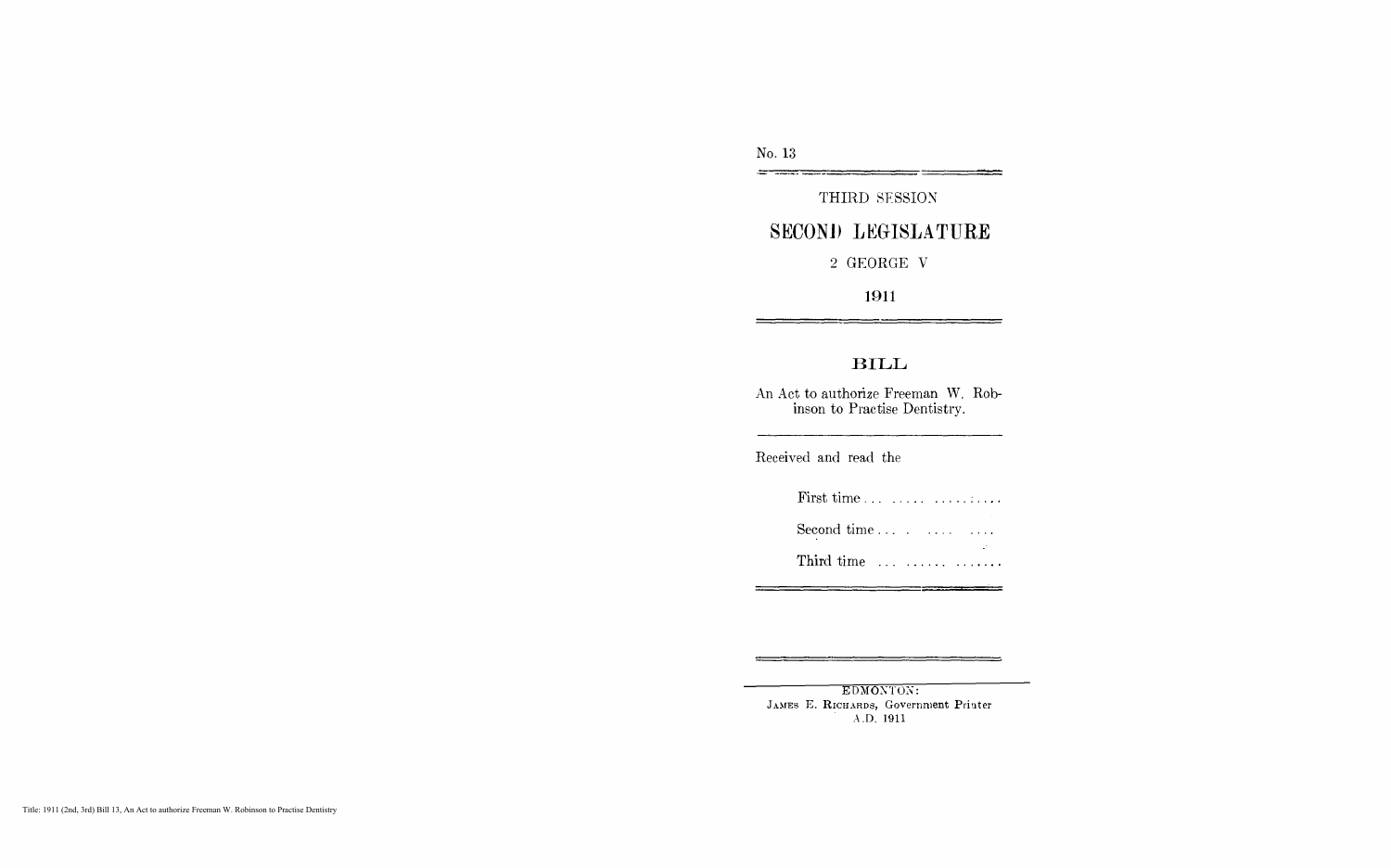No. 13

THIRD SESSION

# SECOND LEGISLATURE

2 GEORGE V

1911

## BILL

An Act to authorize Freeman W. Robinson to Practise Dentistry.

Received and read the

First time . . . . . . . . . . . . . . . . .

Second time . . . . . . . . . . . .

Third time . . . . . . . . . . . . . . .

EDMONTON:
JAMES E. RICHARDS, Government Printer
A.D. 1911

Title: 1911 (2nd, 3rd) Bill 13, An Act to authorize Freeman W. Robinson to Practise Dentistry